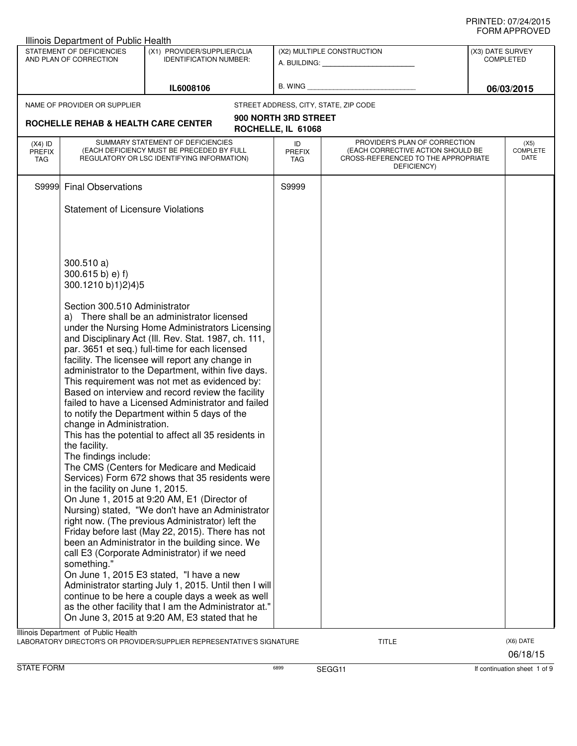PRINTED: 07/24/2015
FORM APPROVED

Illinois Department of Public Health

| STATEMENT OF DEFICIENCIES AND PLAN OF CORRECTION | (X1) PROVIDER/SUPPLIER/CLIA IDENTIFICATION NUMBER: | (X2) MULTIPLE CONSTRUCTION | (X3) DATE SURVEY COMPLETED |
|---|---|---|---|
| | IL6008106 | A. BUILDING: ______ B. WING ______ | 06/03/2015 |

NAME OF PROVIDER OR SUPPLIER: **ROCHELLE REHAB & HEALTH CARE CENTER**

STREET ADDRESS, CITY, STATE, ZIP CODE: **900 NORTH 3RD STREET, ROCHELLE, IL 61068**

| (X4) ID PREFIX TAG | SUMMARY STATEMENT OF DEFICIENCIES (EACH DEFICIENCY MUST BE PRECEDED BY FULL REGULATORY OR LSC IDENTIFYING INFORMATION) | ID PREFIX TAG | PROVIDER'S PLAN OF CORRECTION (EACH CORRECTIVE ACTION SHOULD BE CROSS-REFERENCED TO THE APPROPRIATE DEFICIENCY) | (X5) COMPLETE DATE |
|---|---|---|---|---|
| S9999 | Final Observations | S9999 | | |

Statement of Licensure Violations

300.510 a)
300.615 b) e) f)
300.1210 b)1)2)4)5

Section 300.510 Administrator
a) There shall be an administrator licensed under the Nursing Home Administrators Licensing and Disciplinary Act (Ill. Rev. Stat. 1987, ch. 111, par. 3651 et seq.) full-time for each licensed facility. The licensee will report any change in administrator to the Department, within five days.
This requirement was not met as evidenced by:
Based on interview and record review the facility failed to have a Licensed Administrator and failed to notify the Department within 5 days of the change in Administration.
This has the potential to affect all 35 residents in the facility.
The findings include:
The CMS (Centers for Medicare and Medicaid Services) Form 672 shows that 35 residents were in the facility on June 1, 2015.
On June 1, 2015 at 9:20 AM, E1 (Director of Nursing) stated, "We don't have an Administrator right now. (The previous Administrator) left the Friday before last (May 22, 2015). There has not been an Administrator in the building since. We call E3 (Corporate Administrator) if we need something."
On June 1, 2015 E3 stated, "I have a new Administrator starting July 1, 2015. Until then I will continue to be here a couple days a week as well as the other facility that I am the Administrator at."
On June 3, 2015 at 9:20 AM, E3 stated that he

Illinois Department of Public Health
LABORATORY DIRECTOR'S OR PROVIDER/SUPPLIER REPRESENTATIVE'S SIGNATURE — TITLE — (X6) DATE 06/18/15

STATE FORM 6899 SEGG11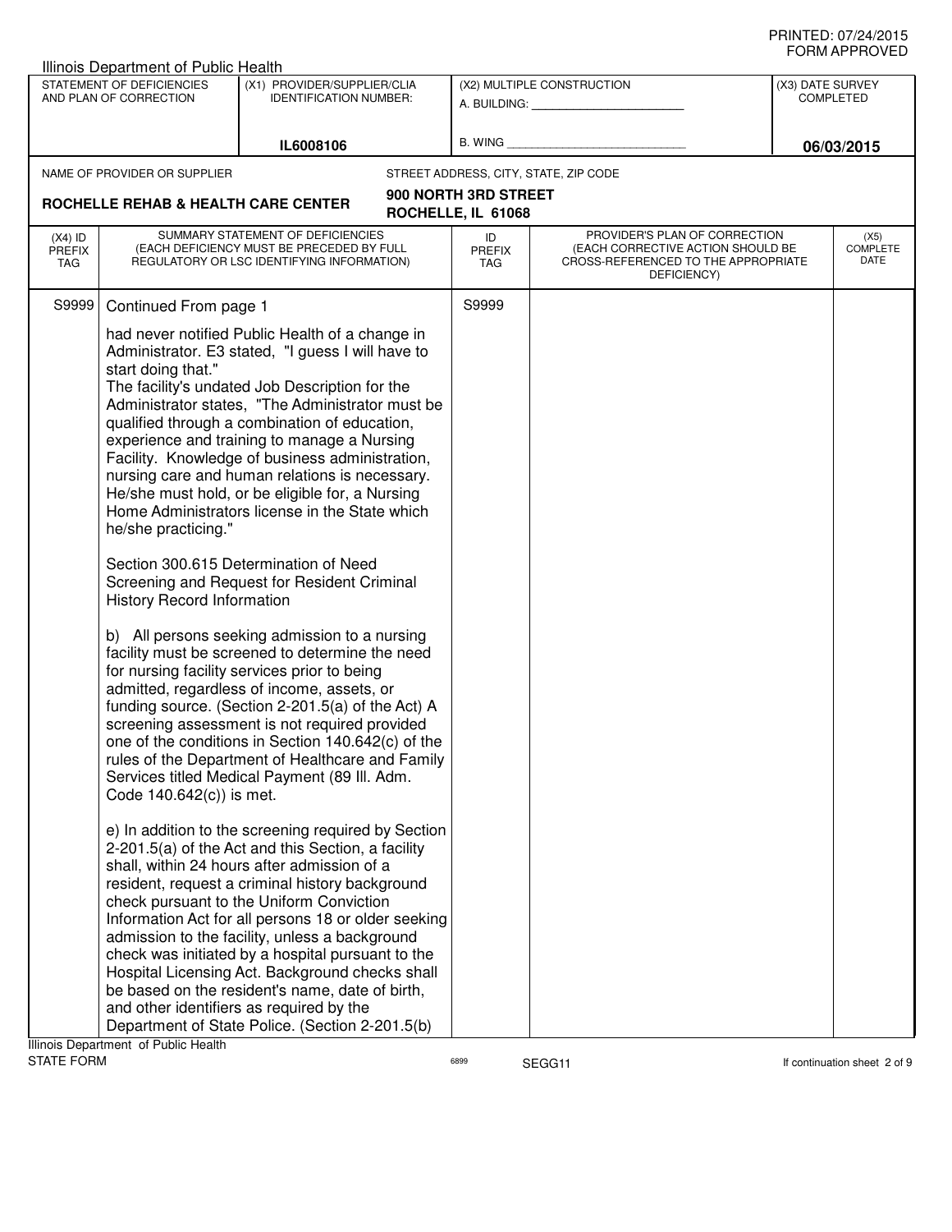Illinois Department of Public Health

| STATEMENT OF DEFICIENCIES AND PLAN OF CORRECTION | (X1) PROVIDER/SUPPLIER/CLIA IDENTIFICATION NUMBER: | (X2) MULTIPLE CONSTRUCTION | (X3) DATE SURVEY COMPLETED |
|---|---|---|---|
| | IL6008106 | A. BUILDING: ______ B. WING ______ | 06/03/2015 |

NAME OF PROVIDER OR SUPPLIER: **ROCHELLE REHAB & HEALTH CARE CENTER**

STREET ADDRESS, CITY, STATE, ZIP CODE: **900 NORTH 3RD STREET ROCHELLE, IL 61068**

| (X4) ID PREFIX TAG | SUMMARY STATEMENT OF DEFICIENCIES (EACH DEFICIENCY MUST BE PRECEDED BY FULL REGULATORY OR LSC IDENTIFYING INFORMATION) | ID PREFIX TAG | PROVIDER'S PLAN OF CORRECTION (EACH CORRECTIVE ACTION SHOULD BE CROSS-REFERENCED TO THE APPROPRIATE DEFICIENCY) | (X5) COMPLETE DATE |
|---|---|---|---|---|
| S9999 | Continued From page 1 | S9999 | | |

had never notified Public Health of a change in Administrator. E3 stated, "I guess I will have to start doing that."
The facility's undated Job Description for the Administrator states, "The Administrator must be qualified through a combination of education, experience and training to manage a Nursing Facility. Knowledge of business administration, nursing care and human relations is necessary. He/she must hold, or be eligible for, a Nursing Home Administrators license in the State which he/she practicing."

Section 300.615 Determination of Need Screening and Request for Resident Criminal History Record Information

b) All persons seeking admission to a nursing facility must be screened to determine the need for nursing facility services prior to being admitted, regardless of income, assets, or funding source. (Section 2-201.5(a) of the Act) A screening assessment is not required provided one of the conditions in Section 140.642(c) of the rules of the Department of Healthcare and Family Services titled Medical Payment (89 Ill. Adm. Code 140.642(c)) is met.

e) In addition to the screening required by Section 2-201.5(a) of the Act and this Section, a facility shall, within 24 hours after admission of a resident, request a criminal history background check pursuant to the Uniform Conviction Information Act for all persons 18 or older seeking admission to the facility, unless a background check was initiated by a hospital pursuant to the Hospital Licensing Act. Background checks shall be based on the resident's name, date of birth, and other identifiers as required by the Department of State Police. (Section 2-201.5(b)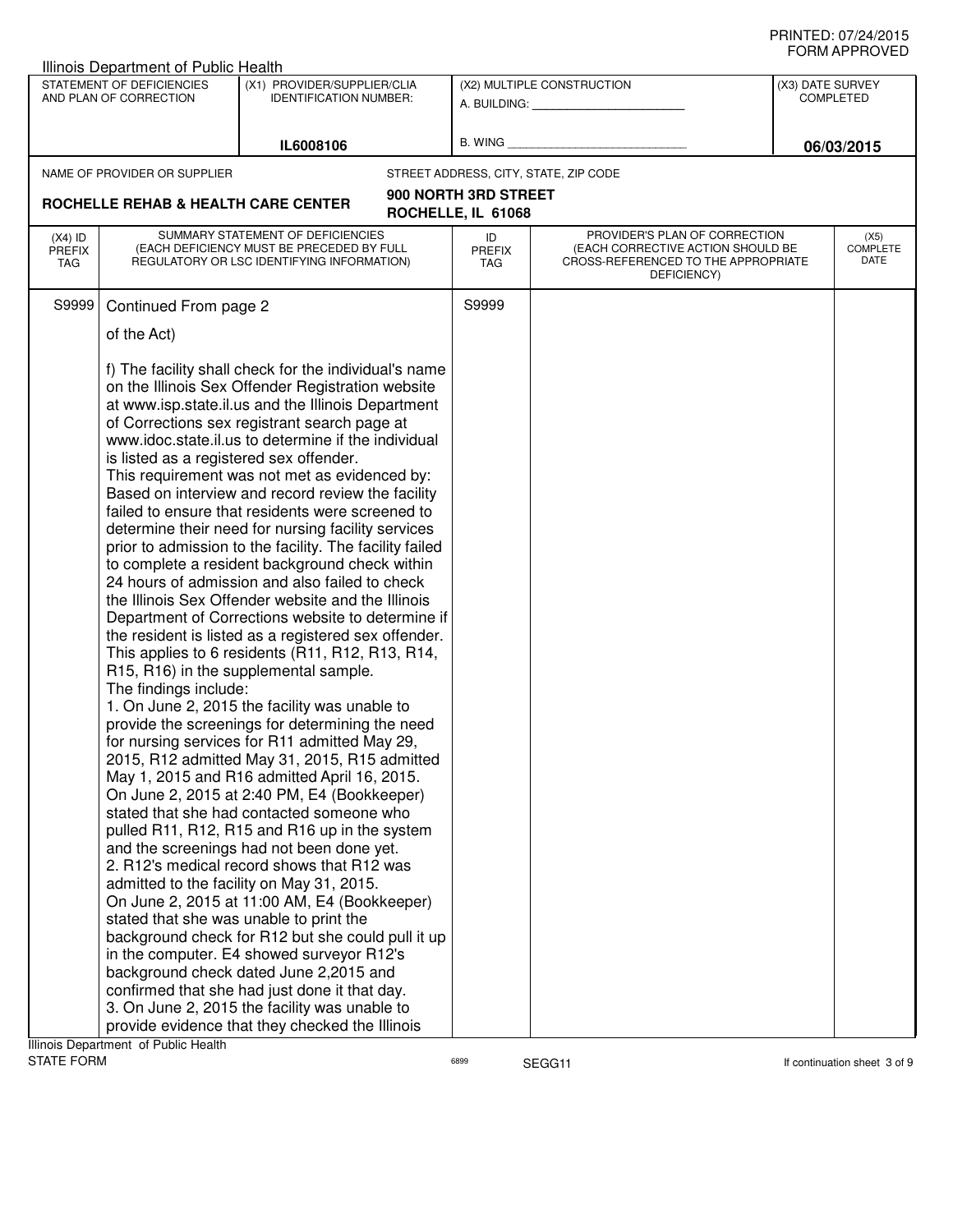PRINTED: 07/24/2015
FORM APPROVED

Illinois Department of Public Health

| STATEMENT OF DEFICIENCIES AND PLAN OF CORRECTION | (X1) PROVIDER/SUPPLIER/CLIA IDENTIFICATION NUMBER: | (X2) MULTIPLE CONSTRUCTION | (X3) DATE SURVEY COMPLETED |
|---|---|---|---|
| | IL6008106 | A. BUILDING: ______ B. WING ______ | 06/03/2015 |

NAME OF PROVIDER OR SUPPLIER: **ROCHELLE REHAB & HEALTH CARE CENTER**

STREET ADDRESS, CITY, STATE, ZIP CODE: **900 NORTH 3RD STREET, ROCHELLE, IL 61068**

| (X4) ID PREFIX TAG | SUMMARY STATEMENT OF DEFICIENCIES (EACH DEFICIENCY MUST BE PRECEDED BY FULL REGULATORY OR LSC IDENTIFYING INFORMATION) | ID PREFIX TAG | PROVIDER'S PLAN OF CORRECTION (EACH CORRECTIVE ACTION SHOULD BE CROSS-REFERENCED TO THE APPROPRIATE DEFICIENCY) | (X5) COMPLETE DATE |
|---|---|---|---|---|
| S9999 | Continued From page 2 | S9999 | | |

of the Act)

f) The facility shall check for the individual's name on the Illinois Sex Offender Registration website at www.isp.state.il.us and the Illinois Department of Corrections sex registrant search page at www.idoc.state.il.us to determine if the individual is listed as a registered sex offender.

This requirement was not met as evidenced by:

Based on interview and record review the facility failed to ensure that residents were screened to determine their need for nursing facility services prior to admission to the facility. The facility failed to complete a resident background check within 24 hours of admission and also failed to check the Illinois Sex Offender website and the Illinois Department of Corrections website to determine if the resident is listed as a registered sex offender. This applies to 6 residents (R11, R12, R13, R14, R15, R16) in the supplemental sample.

The findings include:

1. On June 2, 2015 the facility was unable to provide the screenings for determining the need for nursing services for R11 admitted May 29, 2015, R12 admitted May 31, 2015, R15 admitted May 1, 2015 and R16 admitted April 16, 2015. On June 2, 2015 at 2:40 PM, E4 (Bookkeeper) stated that she had contacted someone who pulled R11, R12, R15 and R16 up in the system and the screenings had not been done yet.

2. R12's medical record shows that R12 was admitted to the facility on May 31, 2015. On June 2, 2015 at 11:00 AM, E4 (Bookkeeper) stated that she was unable to print the background check for R12 but she could pull it up in the computer. E4 showed surveyor R12's background check dated June 2,2015 and confirmed that she had just done it that day.

3. On June 2, 2015 the facility was unable to provide evidence that they checked the Illinois

Illinois Department of Public Health
STATE FORM 6899 SEGG11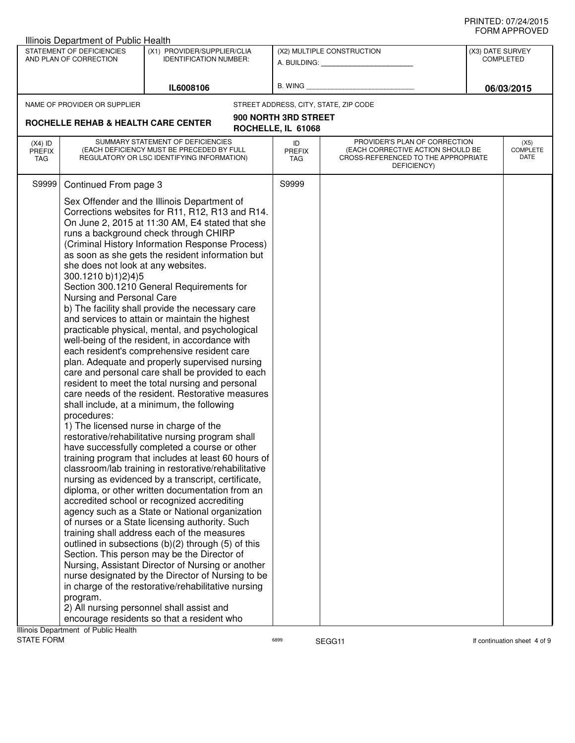Illinois Department of Public Health

| STATEMENT OF DEFICIENCIES AND PLAN OF CORRECTION | (X1) PROVIDER/SUPPLIER/CLIA IDENTIFICATION NUMBER: | (X2) MULTIPLE CONSTRUCTION | (X3) DATE SURVEY COMPLETED |
|---|---|---|---|
| | IL6008106 | A. BUILDING: ______ B. WING ______ | 06/03/2015 |

NAME OF PROVIDER OR SUPPLIER: **ROCHELLE REHAB & HEALTH CARE CENTER**

STREET ADDRESS, CITY, STATE, ZIP CODE: **900 NORTH 3RD STREET ROCHELLE, IL 61068**

| (X4) ID PREFIX TAG | SUMMARY STATEMENT OF DEFICIENCIES (EACH DEFICIENCY MUST BE PRECEDED BY FULL REGULATORY OR LSC IDENTIFYING INFORMATION) | ID PREFIX TAG | PROVIDER'S PLAN OF CORRECTION (EACH CORRECTIVE ACTION SHOULD BE CROSS-REFERENCED TO THE APPROPRIATE DEFICIENCY) | (X5) COMPLETE DATE |
|---|---|---|---|---|
| S9999 | Continued From page 3 | S9999 | | |

Sex Offender and the Illinois Department of Corrections websites for R11, R12, R13 and R14. On June 2, 2015 at 11:30 AM, E4 stated that she runs a background check through CHIRP (Criminal History Information Response Process) as soon as she gets the resident information but she does not look at any websites.

300.1210 b)1)2)4)5

Section 300.1210 General Requirements for Nursing and Personal Care

b) The facility shall provide the necessary care and services to attain or maintain the highest practicable physical, mental, and psychological well-being of the resident, in accordance with each resident's comprehensive resident care plan. Adequate and properly supervised nursing care and personal care shall be provided to each resident to meet the total nursing and personal care needs of the resident. Restorative measures shall include, at a minimum, the following procedures:

1) The licensed nurse in charge of the restorative/rehabilitative nursing program shall have successfully completed a course or other training program that includes at least 60 hours of classroom/lab training in restorative/rehabilitative nursing as evidenced by a transcript, certificate, diploma, or other written documentation from an accredited school or recognized accrediting agency such as a State or National organization of nurses or a State licensing authority. Such training shall address each of the measures outlined in subsections (b)(2) through (5) of this Section. This person may be the Director of Nursing, Assistant Director of Nursing or another nurse designated by the Director of Nursing to be in charge of the restorative/rehabilitative nursing program.

2) All nursing personnel shall assist and encourage residents so that a resident who

Illinois Department of Public Health
STATE FORM 6899 SEGG11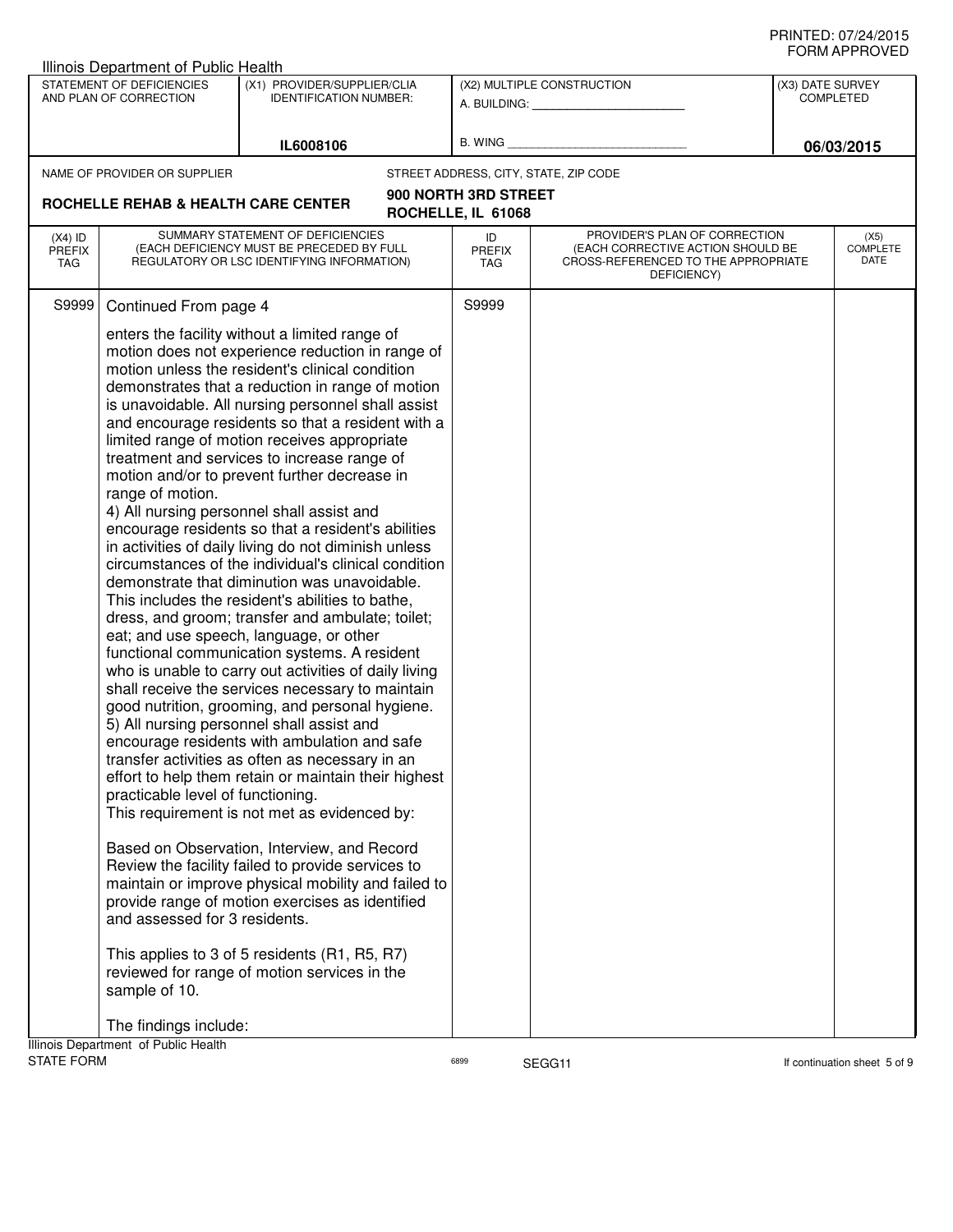Illinois Department of Public Health

| STATEMENT OF DEFICIENCIES AND PLAN OF CORRECTION | (X1) PROVIDER/SUPPLIER/CLIA IDENTIFICATION NUMBER: | (X2) MULTIPLE CONSTRUCTION | (X3) DATE SURVEY COMPLETED |
|---|---|---|---|
| | IL6008106 | A. BUILDING: ______ B. WING ______ | 06/03/2015 |

NAME OF PROVIDER OR SUPPLIER: **ROCHELLE REHAB & HEALTH CARE CENTER**

STREET ADDRESS, CITY, STATE, ZIP CODE: **900 NORTH 3RD STREET ROCHELLE, IL 61068**

| (X4) ID PREFIX TAG | SUMMARY STATEMENT OF DEFICIENCIES (EACH DEFICIENCY MUST BE PRECEDED BY FULL REGULATORY OR LSC IDENTIFYING INFORMATION) | ID PREFIX TAG | PROVIDER'S PLAN OF CORRECTION (EACH CORRECTIVE ACTION SHOULD BE CROSS-REFERENCED TO THE APPROPRIATE DEFICIENCY) | (X5) COMPLETE DATE |
|---|---|---|---|---|
| S9999 | Continued From page 4 | S9999 | | |

enters the facility without a limited range of motion does not experience reduction in range of motion unless the resident's clinical condition demonstrates that a reduction in range of motion is unavoidable. All nursing personnel shall assist and encourage residents so that a resident with a limited range of motion receives appropriate treatment and services to increase range of motion and/or to prevent further decrease in range of motion.

4) All nursing personnel shall assist and encourage residents so that a resident's abilities in activities of daily living do not diminish unless circumstances of the individual's clinical condition demonstrate that diminution was unavoidable. This includes the resident's abilities to bathe, dress, and groom; transfer and ambulate; toilet; eat; and use speech, language, or other functional communication systems. A resident who is unable to carry out activities of daily living shall receive the services necessary to maintain good nutrition, grooming, and personal hygiene.

5) All nursing personnel shall assist and encourage residents with ambulation and safe transfer activities as often as necessary in an effort to help them retain or maintain their highest practicable level of functioning.

This requirement is not met as evidenced by:

Based on Observation, Interview, and Record Review the facility failed to provide services to maintain or improve physical mobility and failed to provide range of motion exercises as identified and assessed for 3 residents.

This applies to 3 of 5 residents (R1, R5, R7) reviewed for range of motion services in the sample of 10.

The findings include:

Illinois Department of Public Health
STATE FORM 6899 SEGG11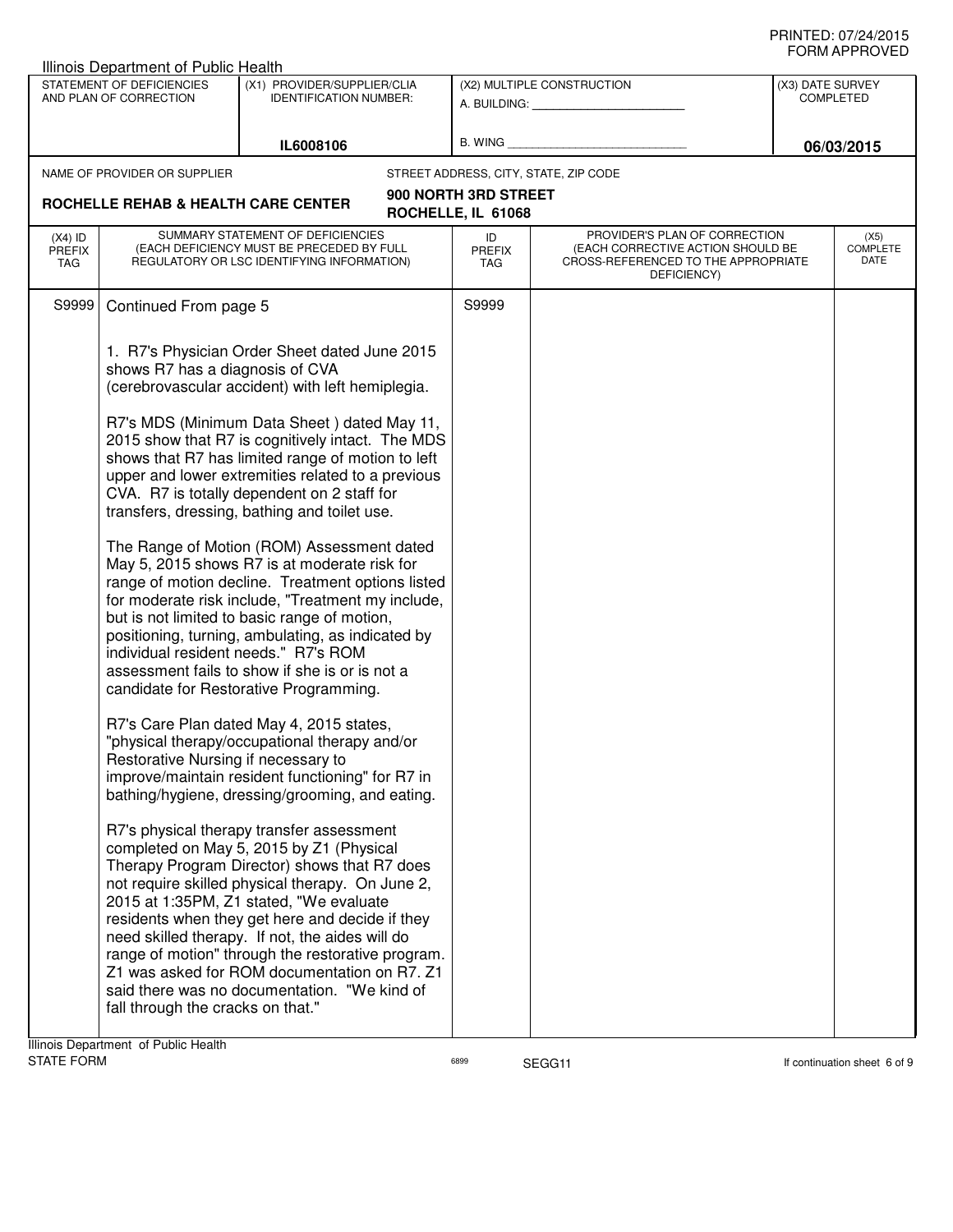Illinois Department of Public Health

| STATEMENT OF DEFICIENCIES AND PLAN OF CORRECTION | (X1) PROVIDER/SUPPLIER/CLIA IDENTIFICATION NUMBER: | (X2) MULTIPLE CONSTRUCTION | (X3) DATE SURVEY COMPLETED |
|---|---|---|---|
| | IL6008106 | A. BUILDING: _______ B. WING _______ | 06/03/2015 |

NAME OF PROVIDER OR SUPPLIER: **ROCHELLE REHAB & HEALTH CARE CENTER**

STREET ADDRESS, CITY, STATE, ZIP CODE: **900 NORTH 3RD STREET ROCHELLE, IL 61068**

| (X4) ID PREFIX TAG | SUMMARY STATEMENT OF DEFICIENCIES (EACH DEFICIENCY MUST BE PRECEDED BY FULL REGULATORY OR LSC IDENTIFYING INFORMATION) | ID PREFIX TAG | PROVIDER'S PLAN OF CORRECTION (EACH CORRECTIVE ACTION SHOULD BE CROSS-REFERENCED TO THE APPROPRIATE DEFICIENCY) | (X5) COMPLETE DATE |
|---|---|---|---|---|
| S9999 | Continued From page 5 | S9999 | | |

1. R7's Physician Order Sheet dated June 2015 shows R7 has a diagnosis of CVA (cerebrovascular accident) with left hemiplegia.

R7's MDS (Minimum Data Sheet ) dated May 11, 2015 show that R7 is cognitively intact. The MDS shows that R7 has limited range of motion to left upper and lower extremities related to a previous CVA. R7 is totally dependent on 2 staff for transfers, dressing, bathing and toilet use.

The Range of Motion (ROM) Assessment dated May 5, 2015 shows R7 is at moderate risk for range of motion decline. Treatment options listed for moderate risk include, "Treatment my include, but is not limited to basic range of motion, positioning, turning, ambulating, as indicated by individual resident needs." R7's ROM assessment fails to show if she is or is not a candidate for Restorative Programming.

R7's Care Plan dated May 4, 2015 states, "physical therapy/occupational therapy and/or Restorative Nursing if necessary to improve/maintain resident functioning" for R7 in bathing/hygiene, dressing/grooming, and eating.

R7's physical therapy transfer assessment completed on May 5, 2015 by Z1 (Physical Therapy Program Director) shows that R7 does not require skilled physical therapy. On June 2, 2015 at 1:35PM, Z1 stated, "We evaluate residents when they get here and decide if they need skilled therapy. If not, the aides will do range of motion" through the restorative program. Z1 was asked for ROM documentation on R7. Z1 said there was no documentation. "We kind of fall through the cracks on that."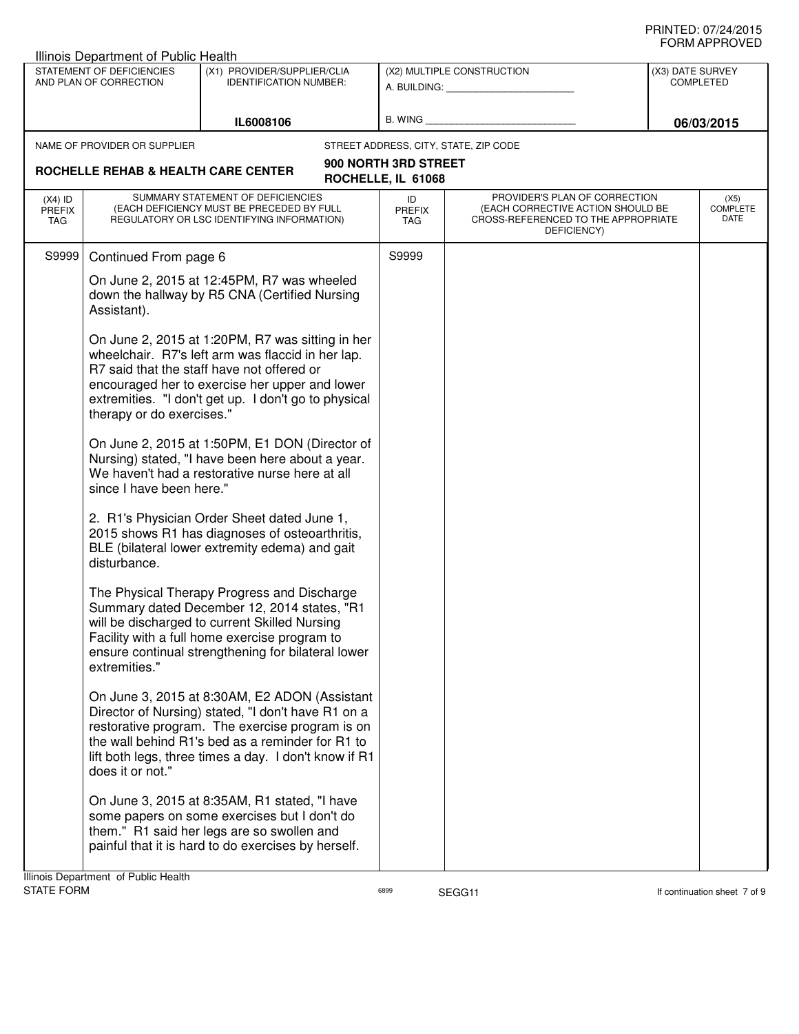Illinois Department of Public Health

| STATEMENT OF DEFICIENCIES AND PLAN OF CORRECTION | (X1) PROVIDER/SUPPLIER/CLIA IDENTIFICATION NUMBER: | (X2) MULTIPLE CONSTRUCTION | (X3) DATE SURVEY COMPLETED |
|---|---|---|---|
| | IL6008106 | A. BUILDING: ___ B. WING ___ | 06/03/2015 |

NAME OF PROVIDER OR SUPPLIER: **ROCHELLE REHAB & HEALTH CARE CENTER**

STREET ADDRESS, CITY, STATE, ZIP CODE: **900 NORTH 3RD STREET ROCHELLE, IL 61068**

| (X4) ID PREFIX TAG | SUMMARY STATEMENT OF DEFICIENCIES (EACH DEFICIENCY MUST BE PRECEDED BY FULL REGULATORY OR LSC IDENTIFYING INFORMATION) | ID PREFIX TAG | PROVIDER'S PLAN OF CORRECTION (EACH CORRECTIVE ACTION SHOULD BE CROSS-REFERENCED TO THE APPROPRIATE DEFICIENCY) | (X5) COMPLETE DATE |
|---|---|---|---|---|
| S9999 | Continued From page 6 | S9999 | | |

On June 2, 2015 at 12:45PM, R7 was wheeled down the hallway by R5 CNA (Certified Nursing Assistant).

On June 2, 2015 at 1:20PM, R7 was sitting in her wheelchair. R7's left arm was flaccid in her lap. R7 said that the staff have not offered or encouraged her to exercise her upper and lower extremities. "I don't get up. I don't go to physical therapy or do exercises."

On June 2, 2015 at 1:50PM, E1 DON (Director of Nursing) stated, "I have been here about a year. We haven't had a restorative nurse here at all since I have been here."

2. R1's Physician Order Sheet dated June 1, 2015 shows R1 has diagnoses of osteoarthritis, BLE (bilateral lower extremity edema) and gait disturbance.

The Physical Therapy Progress and Discharge Summary dated December 12, 2014 states, "R1 will be discharged to current Skilled Nursing Facility with a full home exercise program to ensure continual strengthening for bilateral lower extremities."

On June 3, 2015 at 8:30AM, E2 ADON (Assistant Director of Nursing) stated, "I don't have R1 on a restorative program. The exercise program is on the wall behind R1's bed as a reminder for R1 to lift both legs, three times a day. I don't know if R1 does it or not."

On June 3, 2015 at 8:35AM, R1 stated, "I have some papers on some exercises but I don't do them." R1 said her legs are so swollen and painful that it is hard to do exercises by herself.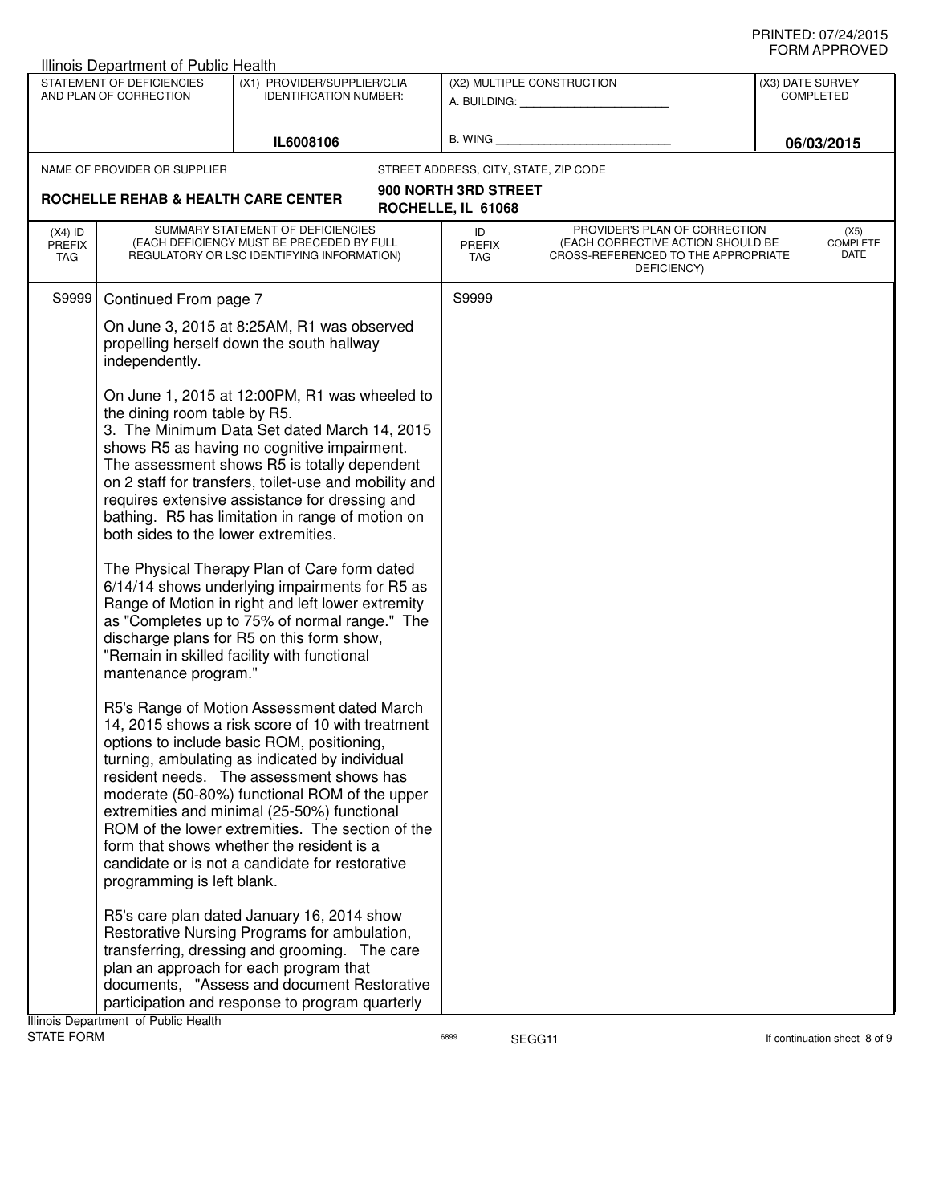Illinois Department of Public Health

| STATEMENT OF DEFICIENCIES AND PLAN OF CORRECTION | (X1) PROVIDER/SUPPLIER/CLIA IDENTIFICATION NUMBER: | (X2) MULTIPLE CONSTRUCTION | (X3) DATE SURVEY COMPLETED |
|---|---|---|---|
| | IL6008106 | A. BUILDING: ______ B. WING ______ | 06/03/2015 |

NAME OF PROVIDER OR SUPPLIER: **ROCHELLE REHAB & HEALTH CARE CENTER**

STREET ADDRESS, CITY, STATE, ZIP CODE: **900 NORTH 3RD STREET, ROCHELLE, IL 61068**

| (X4) ID PREFIX TAG | SUMMARY STATEMENT OF DEFICIENCIES (EACH DEFICIENCY MUST BE PRECEDED BY FULL REGULATORY OR LSC IDENTIFYING INFORMATION) | ID PREFIX TAG | PROVIDER'S PLAN OF CORRECTION (EACH CORRECTIVE ACTION SHOULD BE CROSS-REFERENCED TO THE APPROPRIATE DEFICIENCY) | (X5) COMPLETE DATE |
|---|---|---|---|---|
| S9999 | Continued From page 7 | S9999 | | |

On June 3, 2015 at 8:25AM, R1 was observed propelling herself down the south hallway independently.

On June 1, 2015 at 12:00PM, R1 was wheeled to the dining room table by R5.

3. The Minimum Data Set dated March 14, 2015 shows R5 as having no cognitive impairment. The assessment shows R5 is totally dependent on 2 staff for transfers, toilet-use and mobility and requires extensive assistance for dressing and bathing. R5 has limitation in range of motion on both sides to the lower extremities.

The Physical Therapy Plan of Care form dated 6/14/14 shows underlying impairments for R5 as Range of Motion in right and left lower extremity as "Completes up to 75% of normal range." The discharge plans for R5 on this form show, "Remain in skilled facility with functional mantenance program."

R5's Range of Motion Assessment dated March 14, 2015 shows a risk score of 10 with treatment options to include basic ROM, positioning, turning, ambulating as indicated by individual resident needs. The assessment shows has moderate (50-80%) functional ROM of the upper extremities and minimal (25-50%) functional ROM of the lower extremities. The section of the form that shows whether the resident is a candidate or is not a candidate for restorative programming is left blank.

R5's care plan dated January 16, 2014 show Restorative Nursing Programs for ambulation, transferring, dressing and grooming. The care plan an approach for each program that documents, "Assess and document Restorative participation and response to program quarterly

Illinois Department of Public Health
STATE FORM 6899 SEGG11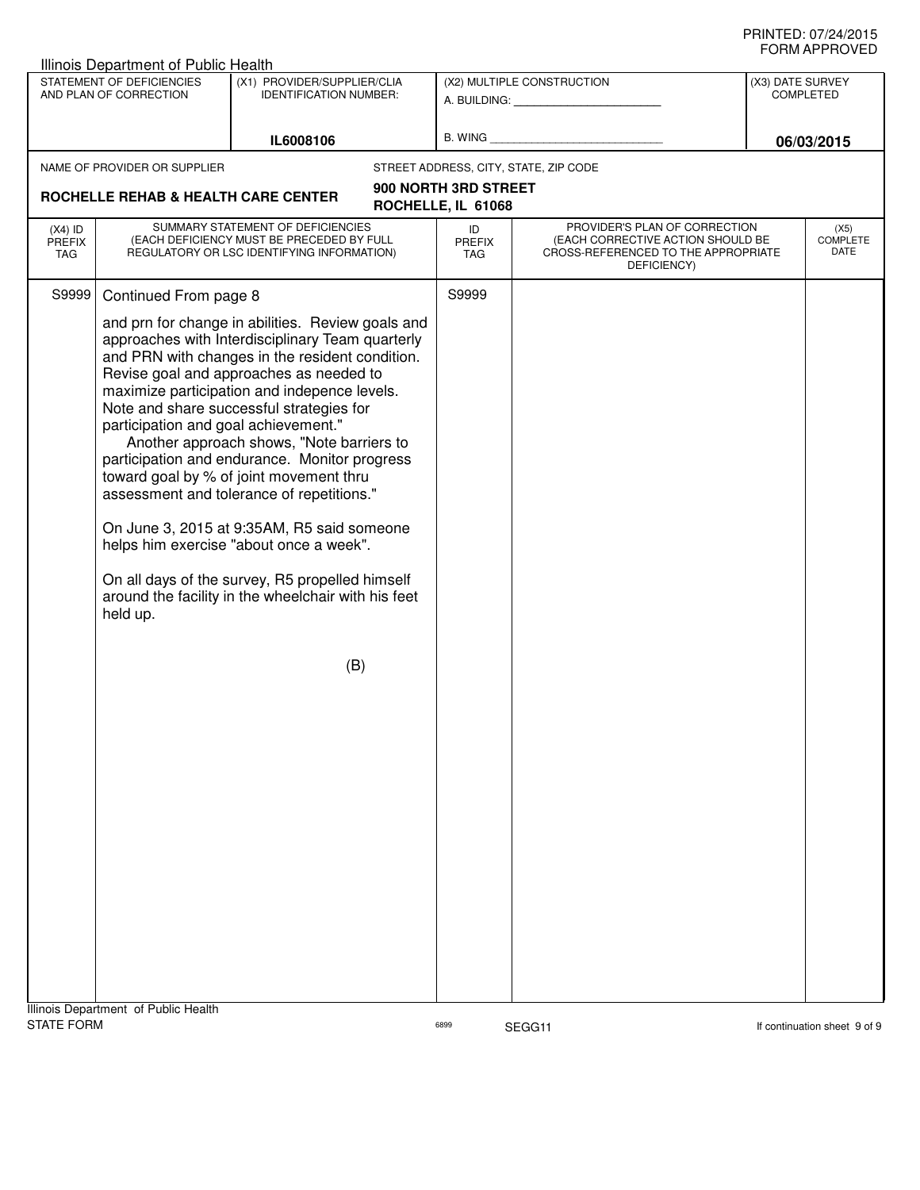Illinois Department of Public Health

| STATEMENT OF DEFICIENCIES AND PLAN OF CORRECTION | (X1) PROVIDER/SUPPLIER/CLIA IDENTIFICATION NUMBER: | (X2) MULTIPLE CONSTRUCTION | (X3) DATE SURVEY COMPLETED |
|---|---|---|---|
| | IL6008106 | A. BUILDING: ______ B. WING ______ | 06/03/2015 |

NAME OF PROVIDER OR SUPPLIER: **ROCHELLE REHAB & HEALTH CARE CENTER**

STREET ADDRESS, CITY, STATE, ZIP CODE: **900 NORTH 3RD STREET ROCHELLE, IL 61068**

| (X4) ID PREFIX TAG | SUMMARY STATEMENT OF DEFICIENCIES (EACH DEFICIENCY MUST BE PRECEDED BY FULL REGULATORY OR LSC IDENTIFYING INFORMATION) | ID PREFIX TAG | PROVIDER'S PLAN OF CORRECTION (EACH CORRECTIVE ACTION SHOULD BE CROSS-REFERENCED TO THE APPROPRIATE DEFICIENCY) | (X5) COMPLETE DATE |
|---|---|---|---|---|
| S9999 | Continued From page 8<br><br>and prn for change in abilities. Review goals and approaches with Interdisciplinary Team quarterly and PRN with changes in the resident condition. Revise goal and approaches as needed to maximize participation and indepence levels. Note and share successful strategies for participation and goal achievement."<br>Another approach shows, "Note barriers to participation and endurance. Monitor progress toward goal by % of joint movement thru assessment and tolerance of repetitions."<br><br>On June 3, 2015 at 9:35AM, R5 said someone helps him exercise "about once a week".<br><br>On all days of the survey, R5 propelled himself around the facility in the wheelchair with his feet held up.<br><br>(B) | S9999 | | |

Illinois Department of Public Health
STATE FORM 6899 SEGG11